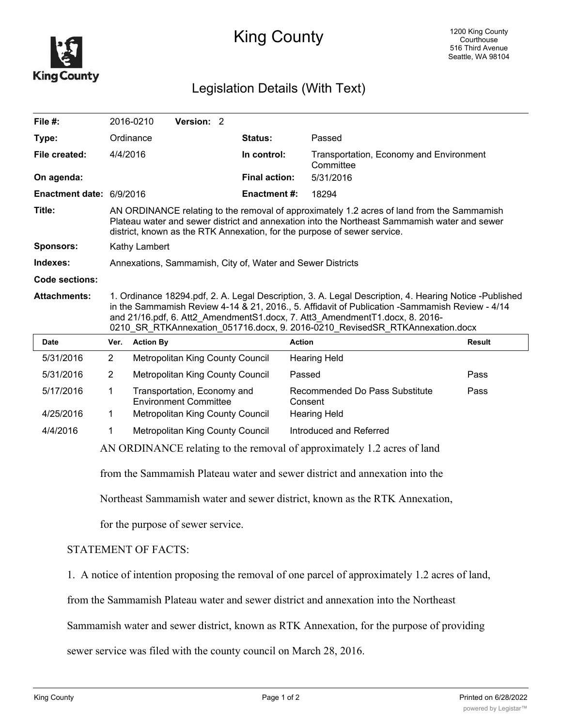# King County

1200 King County Courthouse
516 Third Avenue
Seattle, WA 98104

## Legislation Details (With Text)

| | | | |
|---|---|---|---|
| **File #:** | 2016-0210 **Version:** 2 | | |
| **Type:** | Ordinance | **Status:** | Passed |
| **File created:** | 4/4/2016 | **In control:** | Transportation, Economy and Environment Committee |
| **On agenda:** | | **Final action:** | 5/31/2016 |
| **Enactment date:** | 6/9/2016 | **Enactment #:** | 18294 |

**Title:** AN ORDINANCE relating to the removal of approximately 1.2 acres of land from the Sammamish Plateau water and sewer district and annexation into the Northeast Sammamish water and sewer district, known as the RTK Annexation, for the purpose of sewer service.

**Sponsors:** Kathy Lambert

**Indexes:** Annexations, Sammamish, City of, Water and Sewer Districts

**Code sections:**

**Attachments:** 1. Ordinance 18294.pdf, 2. A. Legal Description, 3. A. Legal Description, 4. Hearing Notice -Published in the Sammamish Review 4-14 & 21, 2016., 5. Affidavit of Publication -Sammamish Review - 4/14 and 21/16.pdf, 6. Att2_AmendmentS1.docx, 7. Att3_AmendmentT1.docx, 8. 2016-0210_SR_RTKAnnexation_051716.docx, 9. 2016-0210_RevisedSR_RTKAnnexation.docx

| Date | Ver. | Action By | Action | Result |
|---|---|---|---|---|
| 5/31/2016 | 2 | Metropolitan King County Council | Hearing Held | |
| 5/31/2016 | 2 | Metropolitan King County Council | Passed | Pass |
| 5/17/2016 | 1 | Transportation, Economy and Environment Committee | Recommended Do Pass Substitute Consent | Pass |
| 4/25/2016 | 1 | Metropolitan King County Council | Hearing Held | |
| 4/4/2016 | 1 | Metropolitan King County Council | Introduced and Referred | |

AN ORDINANCE relating to the removal of approximately 1.2 acres of land from the Sammamish Plateau water and sewer district and annexation into the Northeast Sammamish water and sewer district, known as the RTK Annexation, for the purpose of sewer service.

STATEMENT OF FACTS:

1. A notice of intention proposing the removal of one parcel of approximately 1.2 acres of land, from the Sammamish Plateau water and sewer district and annexation into the Northeast Sammamish water and sewer district, known as RTK Annexation, for the purpose of providing sewer service was filed with the county council on March 28, 2016.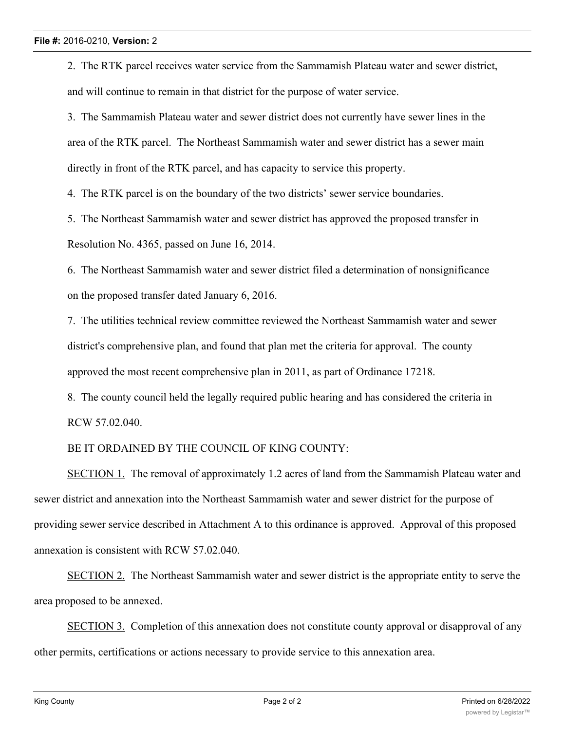2. The RTK parcel receives water service from the Sammamish Plateau water and sewer district, and will continue to remain in that district for the purpose of water service.

3. The Sammamish Plateau water and sewer district does not currently have sewer lines in the area of the RTK parcel. The Northeast Sammamish water and sewer district has a sewer main directly in front of the RTK parcel, and has capacity to service this property.

4. The RTK parcel is on the boundary of the two districts' sewer service boundaries.

5. The Northeast Sammamish water and sewer district has approved the proposed transfer in Resolution No. 4365, passed on June 16, 2014.

6. The Northeast Sammamish water and sewer district filed a determination of nonsignificance on the proposed transfer dated January 6, 2016.

7. The utilities technical review committee reviewed the Northeast Sammamish water and sewer district's comprehensive plan, and found that plan met the criteria for approval. The county approved the most recent comprehensive plan in 2011, as part of Ordinance 17218.

8. The county council held the legally required public hearing and has considered the criteria in RCW 57.02.040.

BE IT ORDAINED BY THE COUNCIL OF KING COUNTY:

SECTION 1. The removal of approximately 1.2 acres of land from the Sammamish Plateau water and sewer district and annexation into the Northeast Sammamish water and sewer district for the purpose of providing sewer service described in Attachment A to this ordinance is approved. Approval of this proposed annexation is consistent with RCW 57.02.040.

SECTION 2. The Northeast Sammamish water and sewer district is the appropriate entity to serve the area proposed to be annexed.

SECTION 3. Completion of this annexation does not constitute county approval or disapproval of any other permits, certifications or actions necessary to provide service to this annexation area.